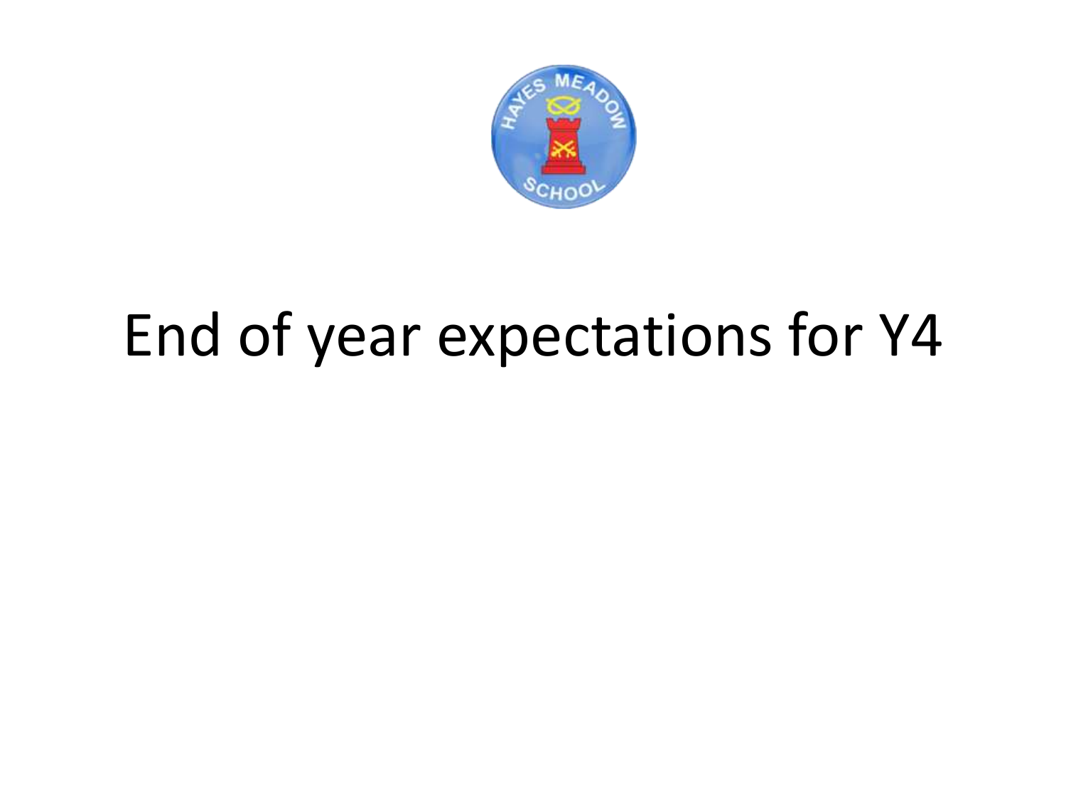# End of year expectations for Y4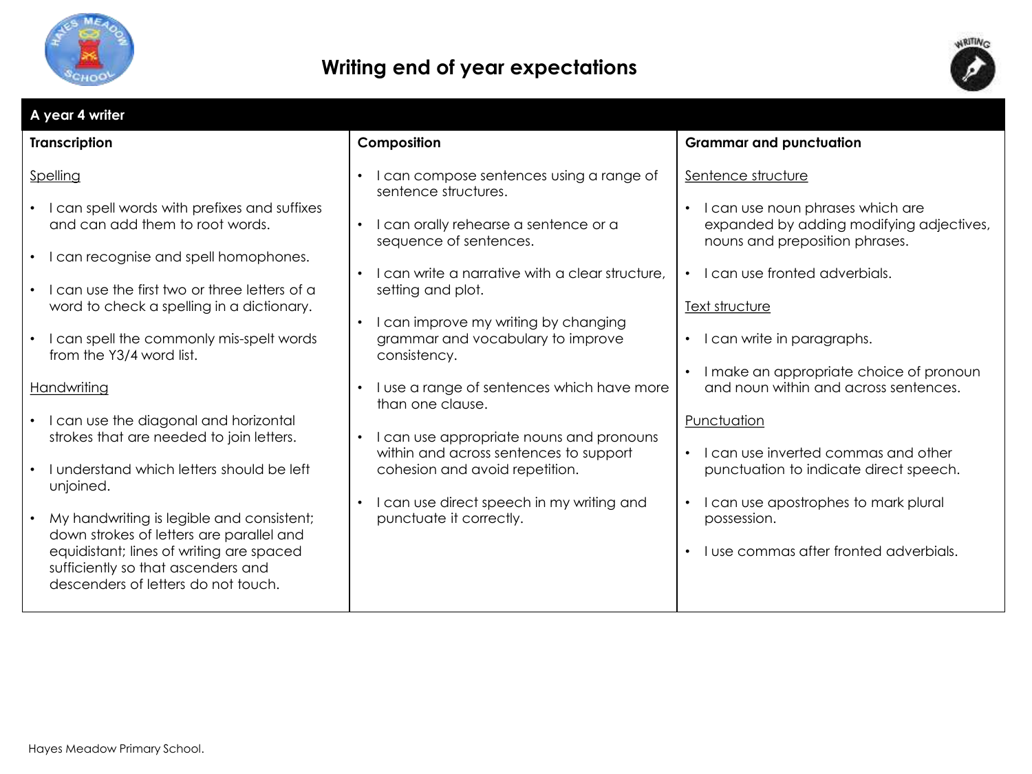# Writing end of year expectations

## A year 4 writer

### Transcription

Spelling

- I can spell words with prefixes and suffixes and can add them to root words.
- I can recognise and spell homophones.
- I can use the first two or three letters of a word to check a spelling in a dictionary.
- I can spell the commonly mis-spelt words from the Y3/4 word list.

Handwriting

- I can use the diagonal and horizontal strokes that are needed to join letters.
- I understand which letters should be left unjoined.
- My handwriting is legible and consistent; down strokes of letters are parallel and equidistant; lines of writing are spaced sufficiently so that ascenders and descenders of letters do not touch.

### Composition

- I can compose sentences using a range of sentence structures.
- I can orally rehearse a sentence or a sequence of sentences.
- I can write a narrative with a clear structure, setting and plot.
- I can improve my writing by changing grammar and vocabulary to improve consistency.
- I use a range of sentences which have more than one clause.
- I can use appropriate nouns and pronouns within and across sentences to support cohesion and avoid repetition.
- I can use direct speech in my writing and punctuate it correctly.

### Grammar and punctuation

Sentence structure

- I can use noun phrases which are expanded by adding modifying adjectives, nouns and preposition phrases.
- I can use fronted adverbials.

Text structure

- I can write in paragraphs.
- I make an appropriate choice of pronoun and noun within and across sentences.

Punctuation

- I can use inverted commas and other punctuation to indicate direct speech.
- I can use apostrophes to mark plural possession.
- I use commas after fronted adverbials.

Hayes Meadow Primary School.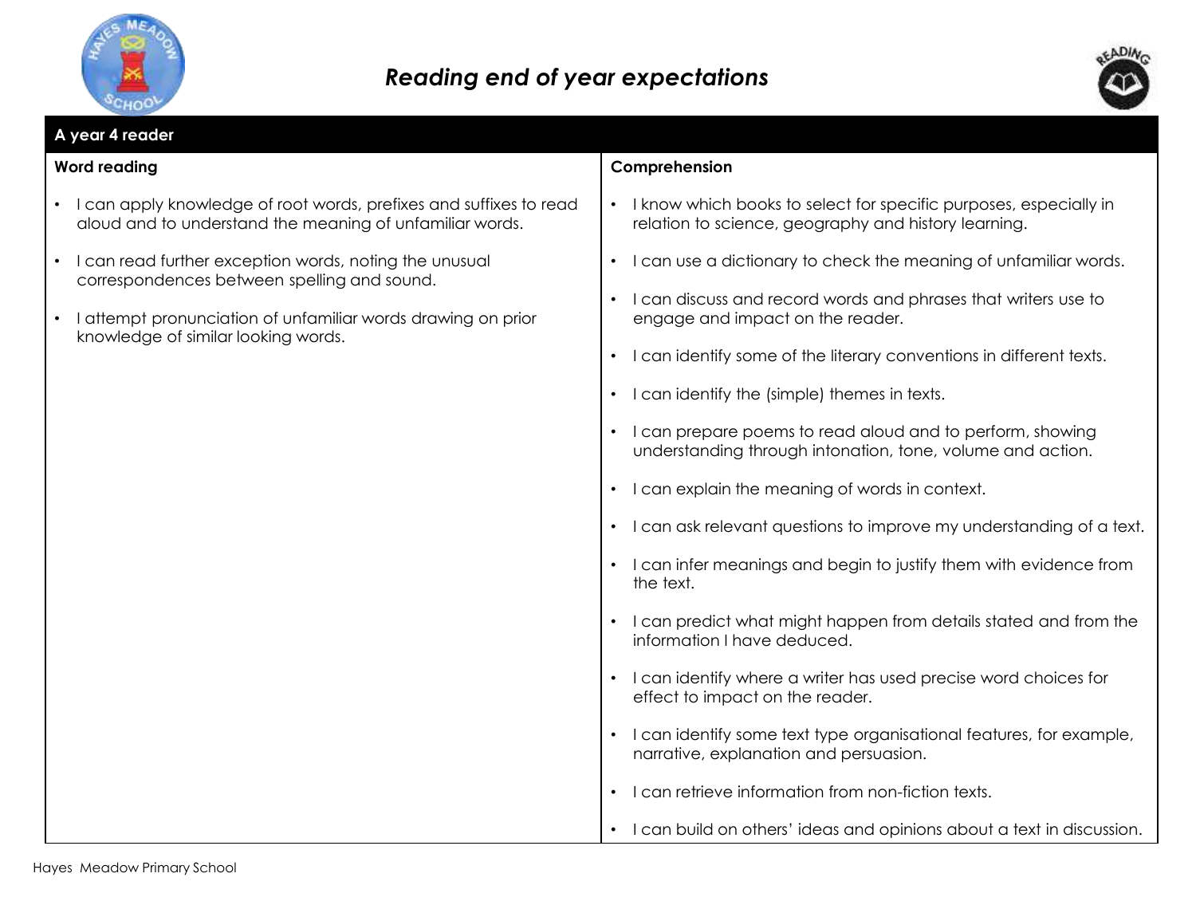# *Reading end of year expectations*

## A year 4 reader

### Word reading

- I can apply knowledge of root words, prefixes and suffixes to read aloud and to understand the meaning of unfamiliar words.
- I can read further exception words, noting the unusual correspondences between spelling and sound.
- I attempt pronunciation of unfamiliar words drawing on prior knowledge of similar looking words.

### Comprehension

- I know which books to select for specific purposes, especially in relation to science, geography and history learning.
- I can use a dictionary to check the meaning of unfamiliar words.
- I can discuss and record words and phrases that writers use to engage and impact on the reader.
- I can identify some of the literary conventions in different texts.
- I can identify the (simple) themes in texts.
- I can prepare poems to read aloud and to perform, showing understanding through intonation, tone, volume and action.
- I can explain the meaning of words in context.
- I can ask relevant questions to improve my understanding of a text.
- I can infer meanings and begin to justify them with evidence from the text.
- I can predict what might happen from details stated and from the information I have deduced.
- I can identify where a writer has used precise word choices for effect to impact on the reader.
- I can identify some text type organisational features, for example, narrative, explanation and persuasion.
- I can retrieve information from non-fiction texts.
- I can build on others' ideas and opinions about a text in discussion.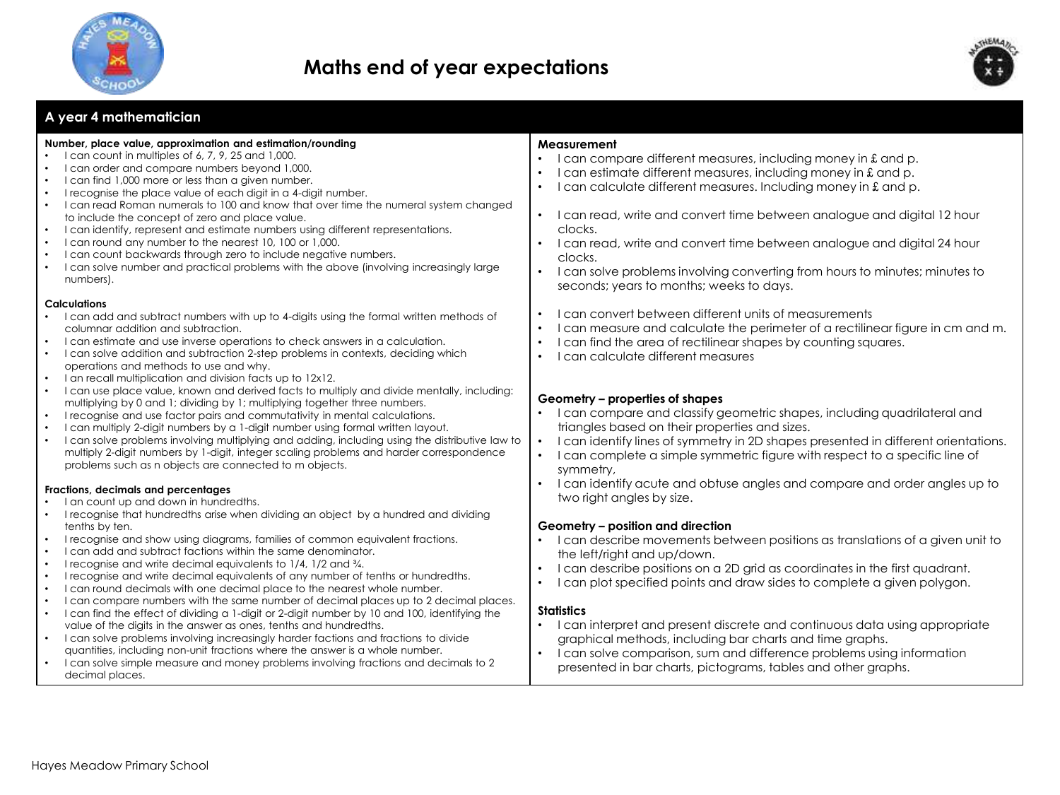# Maths end of year expectations

## A year 4 mathematician

**Number, place value, approximation and estimation/rounding**

- I can count in multiples of 6, 7, 9, 25 and 1,000.
- I can order and compare numbers beyond 1,000.
- I can find 1,000 more or less than a given number.
- I recognise the place value of each digit in a 4-digit number.
- I can read Roman numerals to 100 and know that over time the numeral system changed to include the concept of zero and place value.
- I can identify, represent and estimate numbers using different representations.
- I can round any number to the nearest 10, 100 or 1,000.
- I can count backwards through zero to include negative numbers.
- I can solve number and practical problems with the above (involving increasingly large numbers).

**Calculations**

- I can add and subtract numbers with up to 4-digits using the formal written methods of columnar addition and subtraction.
- I can estimate and use inverse operations to check answers in a calculation.
- I can solve addition and subtraction 2-step problems in contexts, deciding which operations and methods to use and why.
- I an recall multiplication and division facts up to 12x12.
- I can use place value, known and derived facts to multiply and divide mentally, including: multiplying by 0 and 1; dividing by 1; multiplying together three numbers.
- I recognise and use factor pairs and commutativity in mental calculations.
- I can multiply 2-digit numbers by a 1-digit number using formal written layout.
- I can solve problems involving multiplying and adding, including using the distributive law to multiply 2-digit numbers by 1-digit, integer scaling problems and harder correspondence problems such as n objects are connected to m objects.

**Fractions, decimals and percentages**

- I an count up and down in hundredths.
- I recognise that hundredths arise when dividing an object by a hundred and dividing tenths by ten.
- I recognise and show using diagrams, families of common equivalent fractions.
- I can add and subtract factions within the same denominator.
- I recognise and write decimal equivalents to 1/4, 1/2 and ¾.
- I recognise and write decimal equivalents of any number of tenths or hundredths.
- I can round decimals with one decimal place to the nearest whole number.
- I can compare numbers with the same number of decimal places up to 2 decimal places.
- I can find the effect of dividing a 1-digit or 2-digit number by 10 and 100, identifying the value of the digits in the answer as ones, tenths and hundredths.
- I can solve problems involving increasingly harder factions and fractions to divide quantities, including non-unit fractions where the answer is a whole number.
- I can solve simple measure and money problems involving fractions and decimals to 2 decimal places.

**Measurement**

- I can compare different measures, including money in £ and p.
- I can estimate different measures, including money in £ and p.
- I can calculate different measures. Including money in £ and p.

- I can read, write and convert time between analogue and digital 12 hour clocks.
- I can read, write and convert time between analogue and digital 24 hour clocks.
- I can solve problems involving converting from hours to minutes; minutes to seconds; years to months; weeks to days.

- I can convert between different units of measurements
- I can measure and calculate the perimeter of a rectilinear figure in cm and m.
- I can find the area of rectilinear shapes by counting squares.
- I can calculate different measures

**Geometry – properties of shapes**

- I can compare and classify geometric shapes, including quadrilateral and triangles based on their properties and sizes.
- I can identify lines of symmetry in 2D shapes presented in different orientations.
- I can complete a simple symmetric figure with respect to a specific line of symmetry,
- I can identify acute and obtuse angles and compare and order angles up to two right angles by size.

**Geometry – position and direction**

- I can describe movements between positions as translations of a given unit to the left/right and up/down.
- I can describe positions on a 2D grid as coordinates in the first quadrant.
- I can plot specified points and draw sides to complete a given polygon.

**Statistics**

- I can interpret and present discrete and continuous data using appropriate graphical methods, including bar charts and time graphs.
- I can solve comparison, sum and difference problems using information presented in bar charts, pictograms, tables and other graphs.